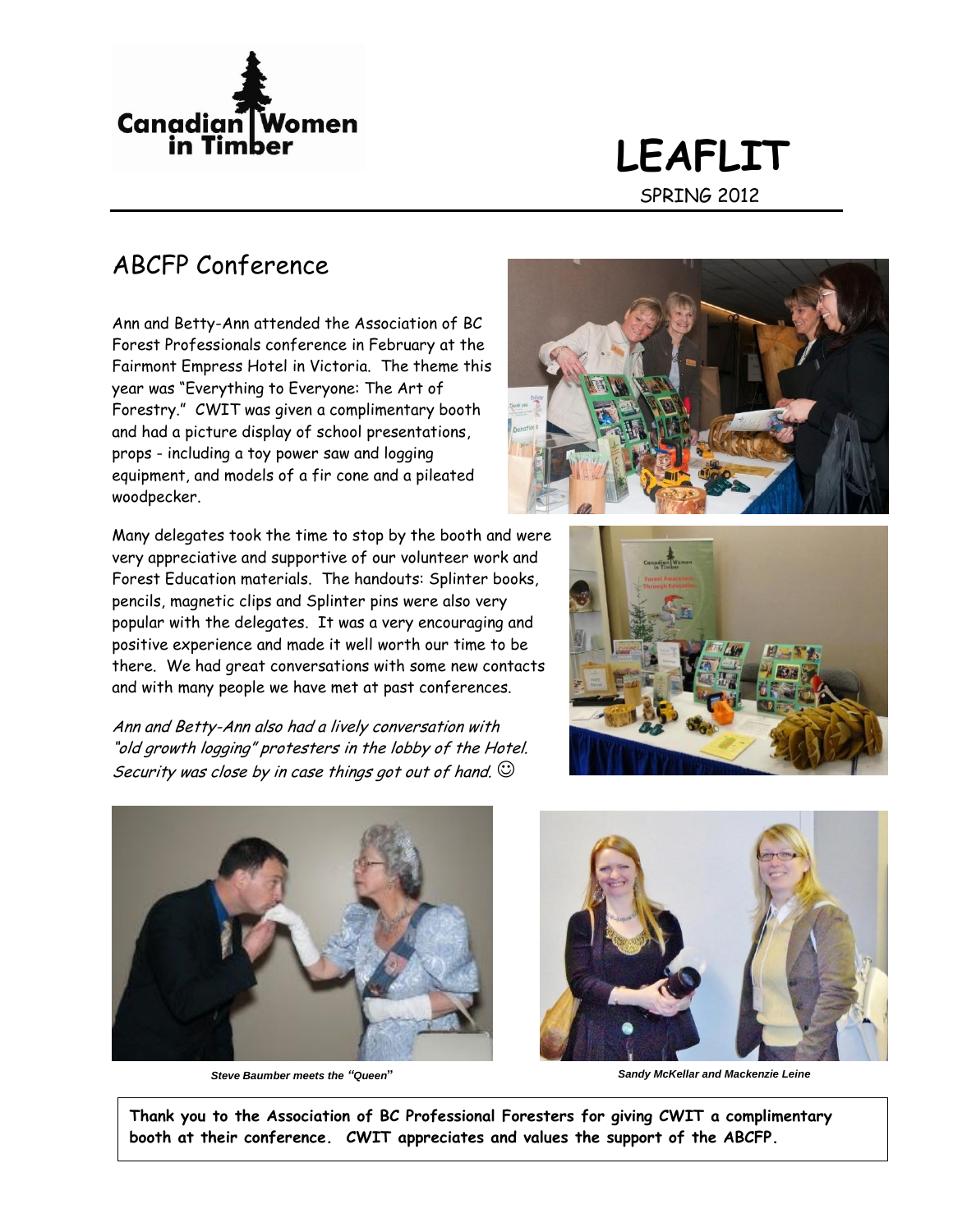Canadian Women in Timber

# LEAFLIT

SPRING 2012

## ABCFP Conference

Ann and Betty-Ann attended the Association of BC Forest Professionals conference in February at the Fairmont Empress Hotel in Victoria. The theme this year was "Everything to Everyone: The Art of Forestry." CWIT was given a complimentary booth and had a picture display of school presentations, props - including a toy power saw and logging equipment, and models of a fir cone and a pileated woodpecker.

Many delegates took the time to stop by the booth and were very appreciative and supportive of our volunteer work and Forest Education materials. The handouts: Splinter books, pencils, magnetic clips and Splinter pins were also very popular with the delegates. It was a very encouraging and positive experience and made it well worth our time to be there. We had great conversations with some new contacts and with many people we have met at past conferences.

*Ann and Betty-Ann also had a lively conversation with "old growth logging" protesters in the lobby of the Hotel. Security was close by in case things got out of hand. ☺*

***Steve Baumber meets the "Queen"***

***Sandy McKellar and Mackenzie Leine***

**Thank you to the Association of BC Professional Foresters for giving CWIT a complimentary booth at their conference. CWIT appreciates and values the support of the ABCFP.**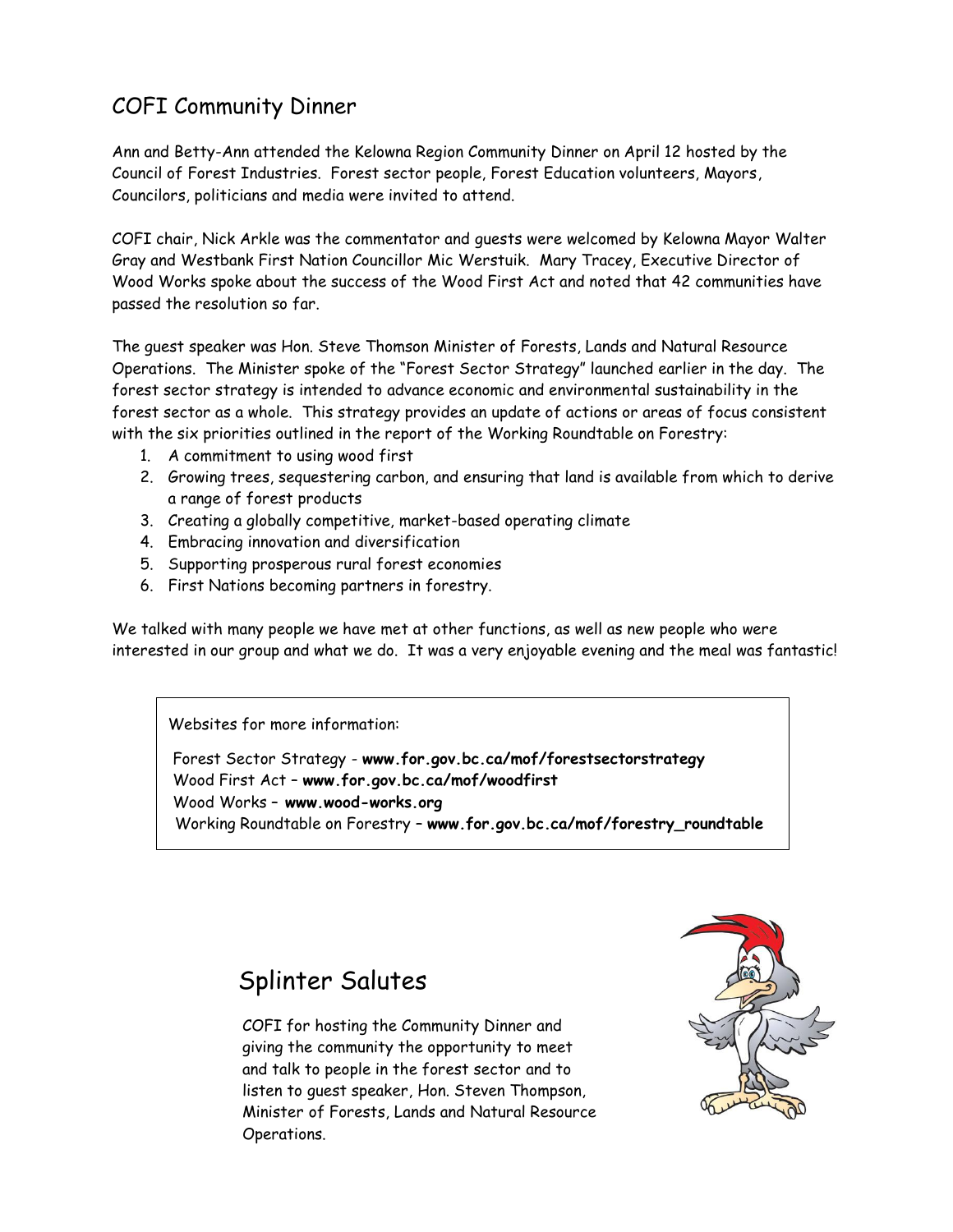## COFI Community Dinner

Ann and Betty-Ann attended the Kelowna Region Community Dinner on April 12 hosted by the Council of Forest Industries. Forest sector people, Forest Education volunteers, Mayors, Councilors, politicians and media were invited to attend.

COFI chair, Nick Arkle was the commentator and guests were welcomed by Kelowna Mayor Walter Gray and Westbank First Nation Councillor Mic Werstuik. Mary Tracey, Executive Director of Wood Works spoke about the success of the Wood First Act and noted that 42 communities have passed the resolution so far.

The guest speaker was Hon. Steve Thomson Minister of Forests, Lands and Natural Resource Operations. The Minister spoke of the "Forest Sector Strategy" launched earlier in the day. The forest sector strategy is intended to advance economic and environmental sustainability in the forest sector as a whole. This strategy provides an update of actions or areas of focus consistent with the six priorities outlined in the report of the Working Roundtable on Forestry:

1. A commitment to using wood first
2. Growing trees, sequestering carbon, and ensuring that land is available from which to derive a range of forest products
3. Creating a globally competitive, market-based operating climate
4. Embracing innovation and diversification
5. Supporting prosperous rural forest economies
6. First Nations becoming partners in forestry.

We talked with many people we have met at other functions, as well as new people who were interested in our group and what we do. It was a very enjoyable evening and the meal was fantastic!

Websites for more information:

Forest Sector Strategy - **www.for.gov.bc.ca/mof/forestsectorstrategy**
Wood First Act – **www.for.gov.bc.ca/mof/woodfirst**
Wood Works – **www.wood-works.org**
Working Roundtable on Forestry – **www.for.gov.bc.ca/mof/forestry_roundtable**

## Splinter Salutes

COFI for hosting the Community Dinner and giving the community the opportunity to meet and talk to people in the forest sector and to listen to guest speaker, Hon. Steven Thompson, Minister of Forests, Lands and Natural Resource Operations.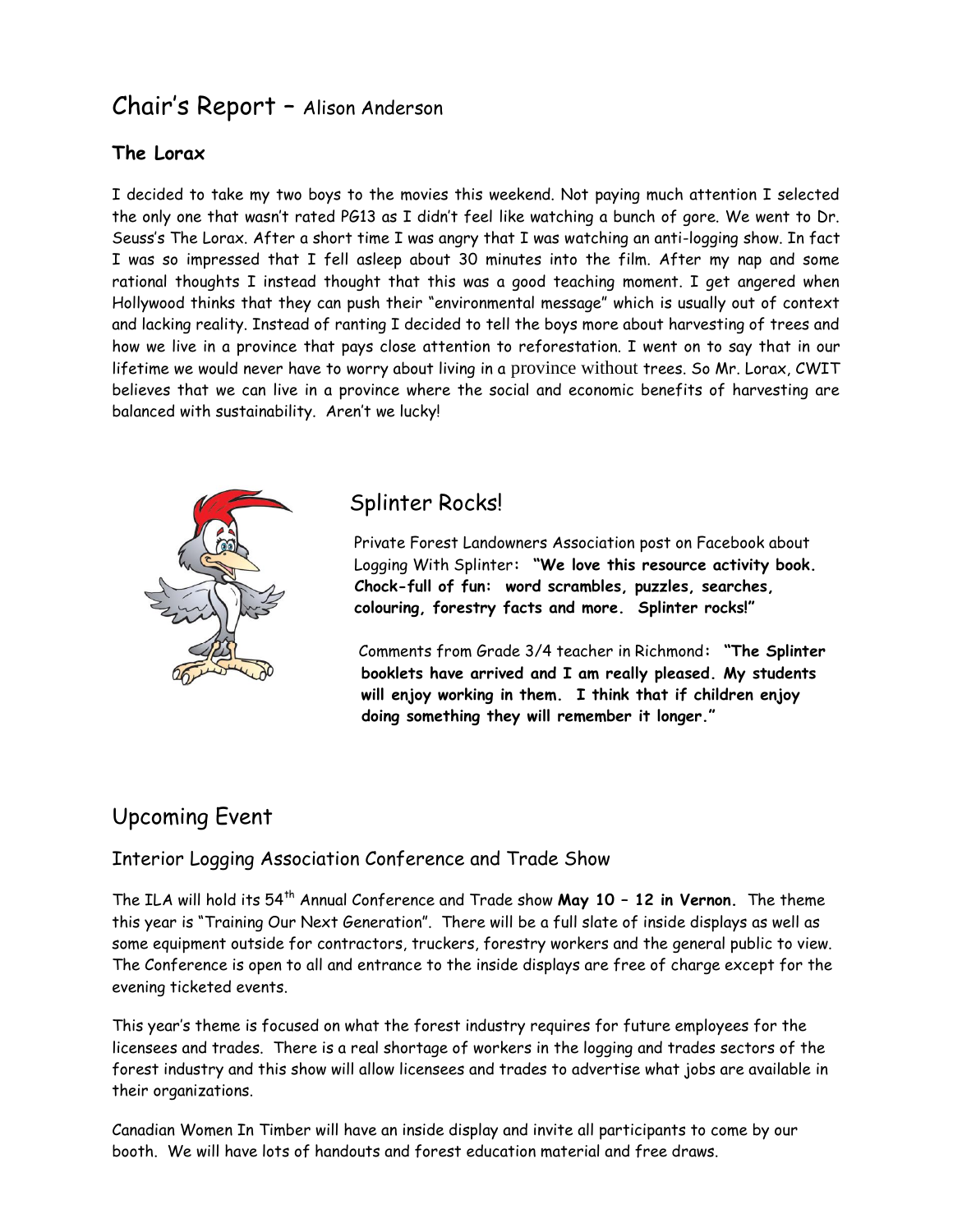# Chair's Report – Alison Anderson

### The Lorax

I decided to take my two boys to the movies this weekend. Not paying much attention I selected the only one that wasn't rated PG13 as I didn't feel like watching a bunch of gore. We went to Dr. Seuss's The Lorax. After a short time I was angry that I was watching an anti-logging show. In fact I was so impressed that I fell asleep about 30 minutes into the film. After my nap and some rational thoughts I instead thought that this was a good teaching moment. I get angered when Hollywood thinks that they can push their "environmental message" which is usually out of context and lacking reality. Instead of ranting I decided to tell the boys more about harvesting of trees and how we live in a province that pays close attention to reforestation. I went on to say that in our lifetime we would never have to worry about living in a province without trees. So Mr. Lorax, CWIT believes that we can live in a province where the social and economic benefits of harvesting are balanced with sustainability. Aren't we lucky!

## Splinter Rocks!

Private Forest Landowners Association post on Facebook about Logging With Splinter: **"We love this resource activity book. Chock-full of fun: word scrambles, puzzles, searches, colouring, forestry facts and more. Splinter rocks!"**

Comments from Grade 3/4 teacher in Richmond: **"The Splinter booklets have arrived and I am really pleased. My students will enjoy working in them. I think that if children enjoy doing something they will remember it longer."**

# Upcoming Event

## Interior Logging Association Conference and Trade Show

The ILA will hold its 54th Annual Conference and Trade show **May 10 – 12 in Vernon.** The theme this year is "Training Our Next Generation". There will be a full slate of inside displays as well as some equipment outside for contractors, truckers, forestry workers and the general public to view. The Conference is open to all and entrance to the inside displays are free of charge except for the evening ticketed events.

This year's theme is focused on what the forest industry requires for future employees for the licensees and trades. There is a real shortage of workers in the logging and trades sectors of the forest industry and this show will allow licensees and trades to advertise what jobs are available in their organizations.

Canadian Women In Timber will have an inside display and invite all participants to come by our booth. We will have lots of handouts and forest education material and free draws.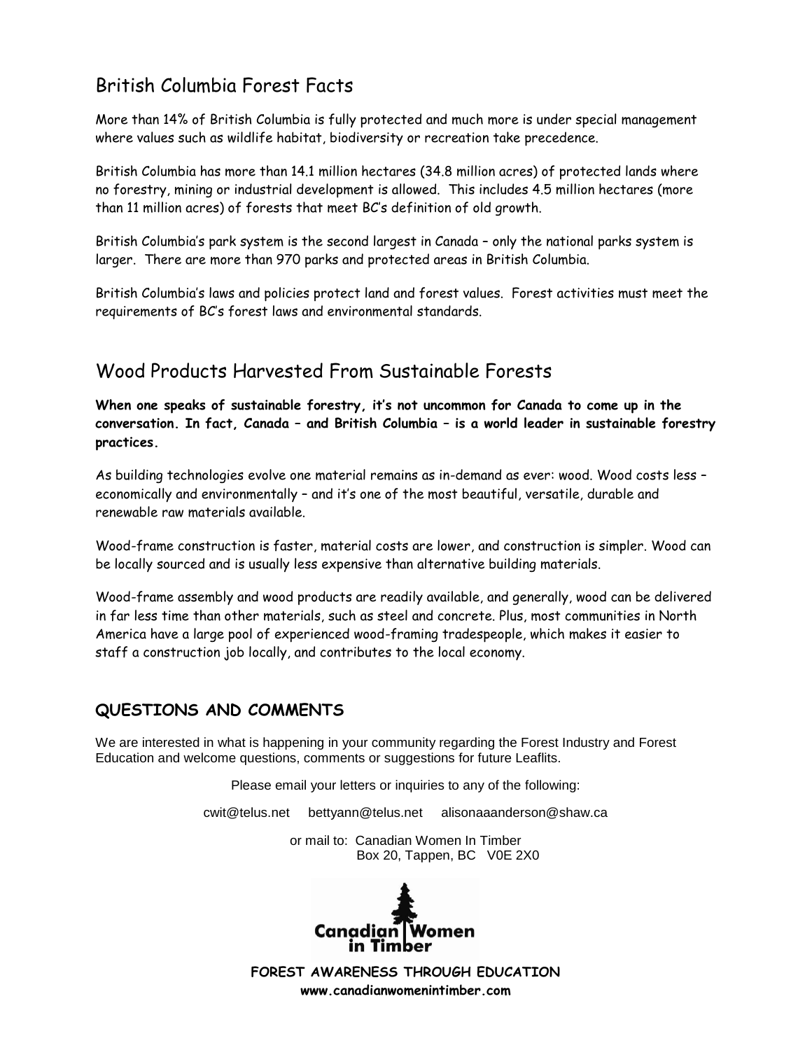## British Columbia Forest Facts

More than 14% of British Columbia is fully protected and much more is under special management where values such as wildlife habitat, biodiversity or recreation take precedence.

British Columbia has more than 14.1 million hectares (34.8 million acres) of protected lands where no forestry, mining or industrial development is allowed. This includes 4.5 million hectares (more than 11 million acres) of forests that meet BC's definition of old growth.

British Columbia's park system is the second largest in Canada – only the national parks system is larger. There are more than 970 parks and protected areas in British Columbia.

British Columbia's laws and policies protect land and forest values. Forest activities must meet the requirements of BC's forest laws and environmental standards.

## Wood Products Harvested From Sustainable Forests

**When one speaks of sustainable forestry, it's not uncommon for Canada to come up in the conversation. In fact, Canada – and British Columbia – is a world leader in sustainable forestry practices.**

As building technologies evolve one material remains as in-demand as ever: wood. Wood costs less – economically and environmentally – and it's one of the most beautiful, versatile, durable and renewable raw materials available.

Wood-frame construction is faster, material costs are lower, and construction is simpler. Wood can be locally sourced and is usually less expensive than alternative building materials.

Wood-frame assembly and wood products are readily available, and generally, wood can be delivered in far less time than other materials, such as steel and concrete. Plus, most communities in North America have a large pool of experienced wood-framing tradespeople, which makes it easier to staff a construction job locally, and contributes to the local economy.

### QUESTIONS AND COMMENTS

We are interested in what is happening in your community regarding the Forest Industry and Forest Education and welcome questions, comments or suggestions for future Leaflits.

Please email your letters or inquiries to any of the following:

cwit@telus.net bettyann@telus.net alisonaaanderson@shaw.ca

or mail to: Canadian Women In Timber
Box 20, Tappen, BC V0E 2X0

Canadian Women in Timber

**FOREST AWARENESS THROUGH EDUCATION**
**www.canadianwomenintimber.com**